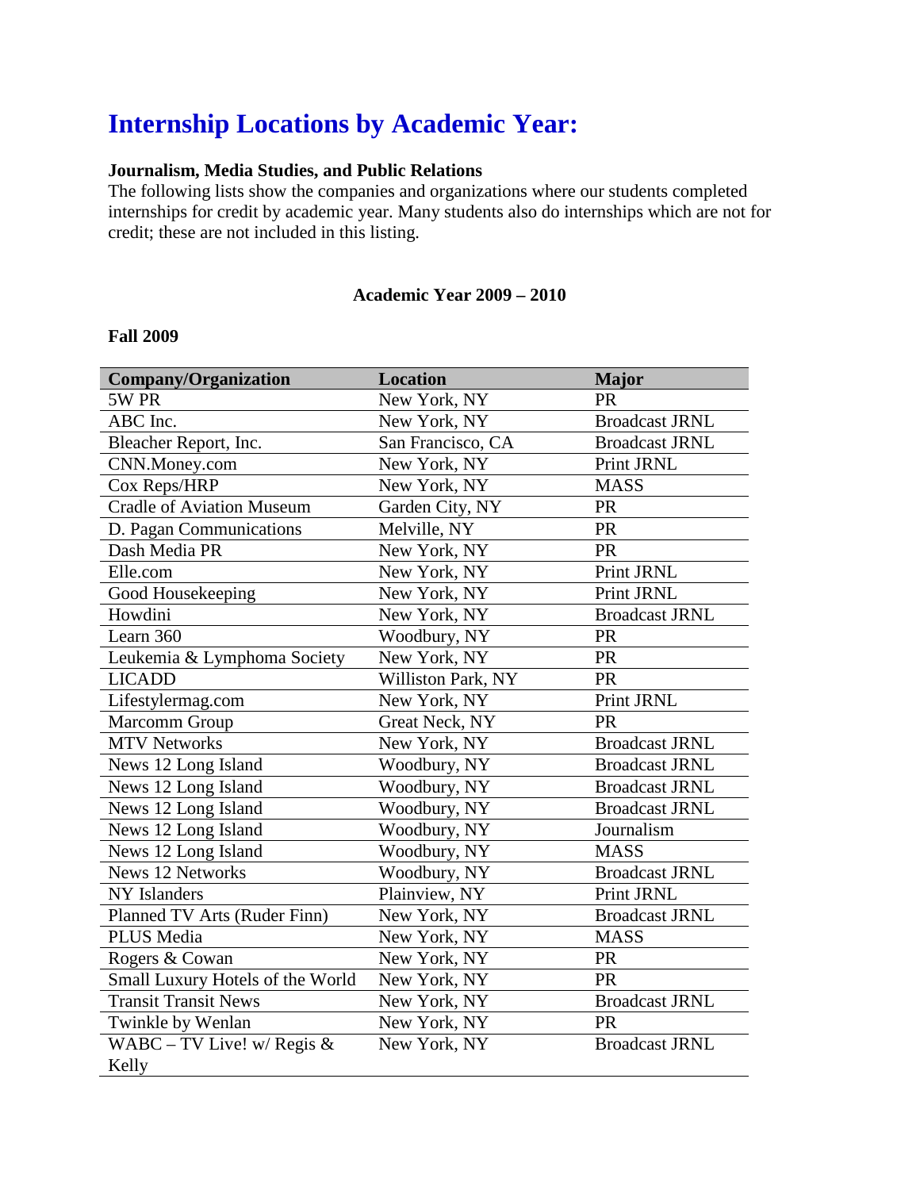# Internship Locations by Academic Year:

**Journalism, Media Studies, and Public Relations**

The following lists show the companies and organizations where our students completed internships for credit by academic year. Many students also do internships which are not for credit; these are not included in this listing.

**Academic Year 2009 – 2010**

**Fall 2009**

| Company/Organization | Location | Major |
|---|---|---|
| 5W PR | New York, NY | PR |
| ABC Inc. | New York, NY | Broadcast JRNL |
| Bleacher Report, Inc. | San Francisco, CA | Broadcast JRNL |
| CNN.Money.com | New York, NY | Print JRNL |
| Cox Reps/HRP | New York, NY | MASS |
| Cradle of Aviation Museum | Garden City, NY | PR |
| D. Pagan Communications | Melville, NY | PR |
| Dash Media PR | New York, NY | PR |
| Elle.com | New York, NY | Print JRNL |
| Good Housekeeping | New York, NY | Print JRNL |
| Howdini | New York, NY | Broadcast JRNL |
| Learn 360 | Woodbury, NY | PR |
| Leukemia & Lymphoma Society | New York, NY | PR |
| LICADD | Williston Park, NY | PR |
| Lifestylermag.com | New York, NY | Print JRNL |
| Marcomm Group | Great Neck, NY | PR |
| MTV Networks | New York, NY | Broadcast JRNL |
| News 12 Long Island | Woodbury, NY | Broadcast JRNL |
| News 12 Long Island | Woodbury, NY | Broadcast JRNL |
| News 12 Long Island | Woodbury, NY | Broadcast JRNL |
| News 12 Long Island | Woodbury, NY | Journalism |
| News 12 Long Island | Woodbury, NY | MASS |
| News 12 Networks | Woodbury, NY | Broadcast JRNL |
| NY Islanders | Plainview, NY | Print JRNL |
| Planned TV Arts (Ruder Finn) | New York, NY | Broadcast JRNL |
| PLUS Media | New York, NY | MASS |
| Rogers & Cowan | New York, NY | PR |
| Small Luxury Hotels of the World | New York, NY | PR |
| Transit Transit News | New York, NY | Broadcast JRNL |
| Twinkle by Wenlan | New York, NY | PR |
| WABC – TV Live! w/ Regis & Kelly | New York, NY | Broadcast JRNL |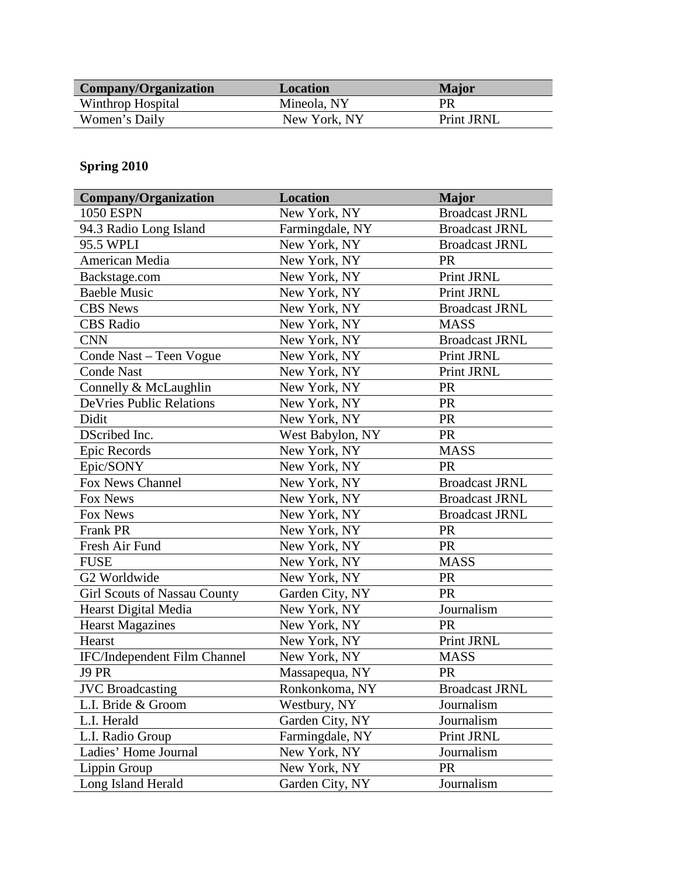| Company/Organization | Location | Major |
| --- | --- | --- |
| Winthrop Hospital | Mineola, NY | PR |
| Women's Daily | New York, NY | Print JRNL |

**Spring 2010**

| Company/Organization | Location | Major |
| --- | --- | --- |
| 1050 ESPN | New York, NY | Broadcast JRNL |
| 94.3 Radio Long Island | Farmingdale, NY | Broadcast JRNL |
| 95.5 WPLI | New York, NY | Broadcast JRNL |
| American Media | New York, NY | PR |
| Backstage.com | New York, NY | Print JRNL |
| Baeble Music | New York, NY | Print JRNL |
| CBS News | New York, NY | Broadcast JRNL |
| CBS Radio | New York, NY | MASS |
| CNN | New York, NY | Broadcast JRNL |
| Conde Nast – Teen Vogue | New York, NY | Print JRNL |
| Conde Nast | New York, NY | Print JRNL |
| Connelly & McLaughlin | New York, NY | PR |
| DeVries Public Relations | New York, NY | PR |
| Didit | New York, NY | PR |
| DScribed Inc. | West Babylon, NY | PR |
| Epic Records | New York, NY | MASS |
| Epic/SONY | New York, NY | PR |
| Fox News Channel | New York, NY | Broadcast JRNL |
| Fox News | New York, NY | Broadcast JRNL |
| Fox News | New York, NY | Broadcast JRNL |
| Frank PR | New York, NY | PR |
| Fresh Air Fund | New York, NY | PR |
| FUSE | New York, NY | MASS |
| G2 Worldwide | New York, NY | PR |
| Girl Scouts of Nassau County | Garden City, NY | PR |
| Hearst Digital Media | New York, NY | Journalism |
| Hearst Magazines | New York, NY | PR |
| Hearst | New York, NY | Print JRNL |
| IFC/Independent Film Channel | New York, NY | MASS |
| J9 PR | Massapequa, NY | PR |
| JVC Broadcasting | Ronkonkoma, NY | Broadcast JRNL |
| L.I. Bride & Groom | Westbury, NY | Journalism |
| L.I. Herald | Garden City, NY | Journalism |
| L.I. Radio Group | Farmingdale, NY | Print JRNL |
| Ladies' Home Journal | New York, NY | Journalism |
| Lippin Group | New York, NY | PR |
| Long Island Herald | Garden City, NY | Journalism |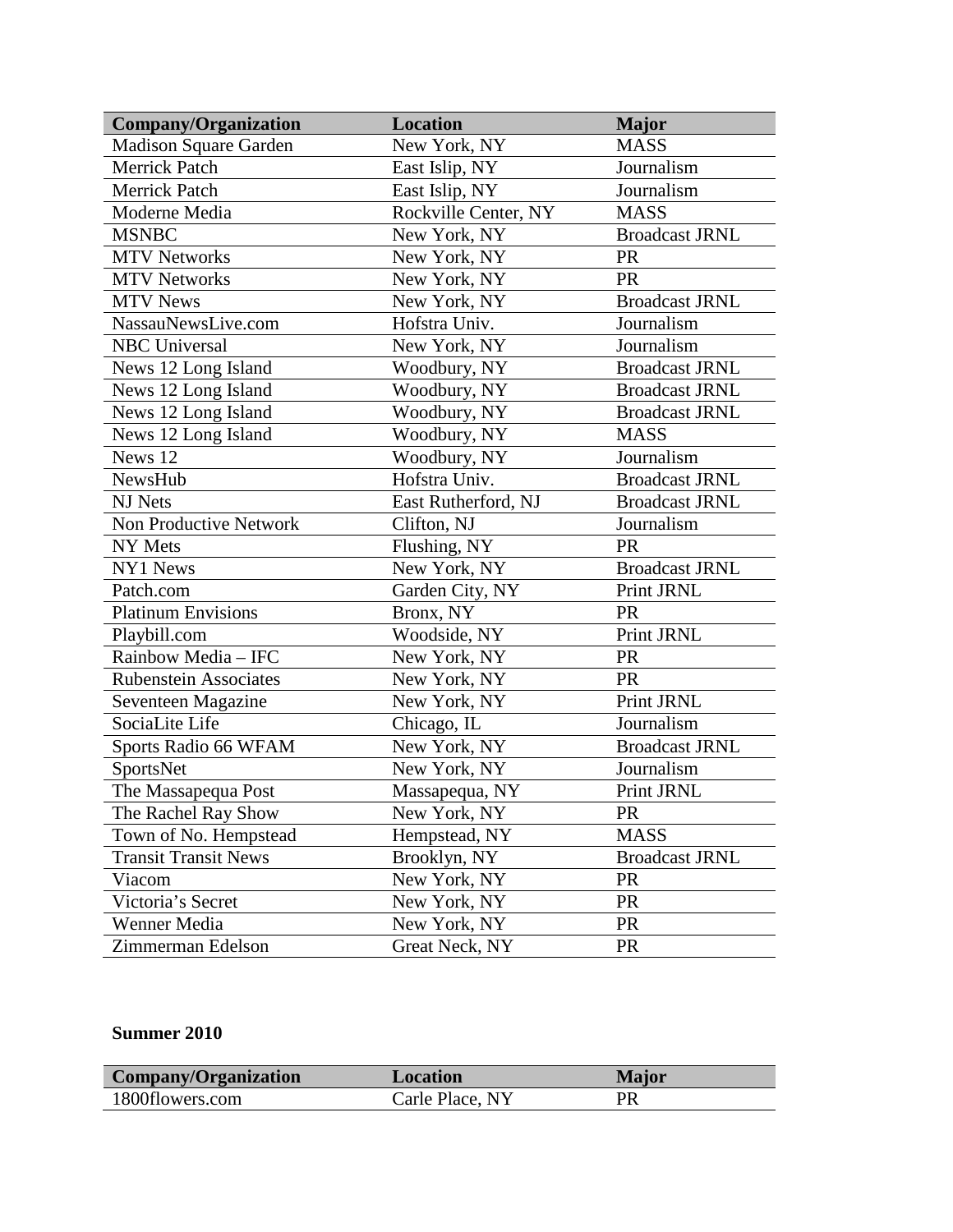| Company/Organization | Location | Major |
| --- | --- | --- |
| Madison Square Garden | New York, NY | MASS |
| Merrick Patch | East Islip, NY | Journalism |
| Merrick Patch | East Islip, NY | Journalism |
| Moderne Media | Rockville Center, NY | MASS |
| MSNBC | New York, NY | Broadcast JRNL |
| MTV Networks | New York, NY | PR |
| MTV Networks | New York, NY | PR |
| MTV News | New York, NY | Broadcast JRNL |
| NassauNewsLive.com | Hofstra Univ. | Journalism |
| NBC Universal | New York, NY | Journalism |
| News 12 Long Island | Woodbury, NY | Broadcast JRNL |
| News 12 Long Island | Woodbury, NY | Broadcast JRNL |
| News 12 Long Island | Woodbury, NY | Broadcast JRNL |
| News 12 Long Island | Woodbury, NY | MASS |
| News 12 | Woodbury, NY | Journalism |
| NewsHub | Hofstra Univ. | Broadcast JRNL |
| NJ Nets | East Rutherford, NJ | Broadcast JRNL |
| Non Productive Network | Clifton, NJ | Journalism |
| NY Mets | Flushing, NY | PR |
| NY1 News | New York, NY | Broadcast JRNL |
| Patch.com | Garden City, NY | Print JRNL |
| Platinum Envisions | Bronx, NY | PR |
| Playbill.com | Woodside, NY | Print JRNL |
| Rainbow Media – IFC | New York, NY | PR |
| Rubenstein Associates | New York, NY | PR |
| Seventeen Magazine | New York, NY | Print JRNL |
| SociaLite Life | Chicago, IL | Journalism |
| Sports Radio 66 WFAM | New York, NY | Broadcast JRNL |
| SportsNet | New York, NY | Journalism |
| The Massapequa Post | Massapequa, NY | Print JRNL |
| The Rachel Ray Show | New York, NY | PR |
| Town of No. Hempstead | Hempstead, NY | MASS |
| Transit Transit News | Brooklyn, NY | Broadcast JRNL |
| Viacom | New York, NY | PR |
| Victoria's Secret | New York, NY | PR |
| Wenner Media | New York, NY | PR |
| Zimmerman Edelson | Great Neck, NY | PR |

**Summer 2010**

| Company/Organization | Location | Major |
| --- | --- | --- |
| 1800flowers.com | Carle Place, NY | PR |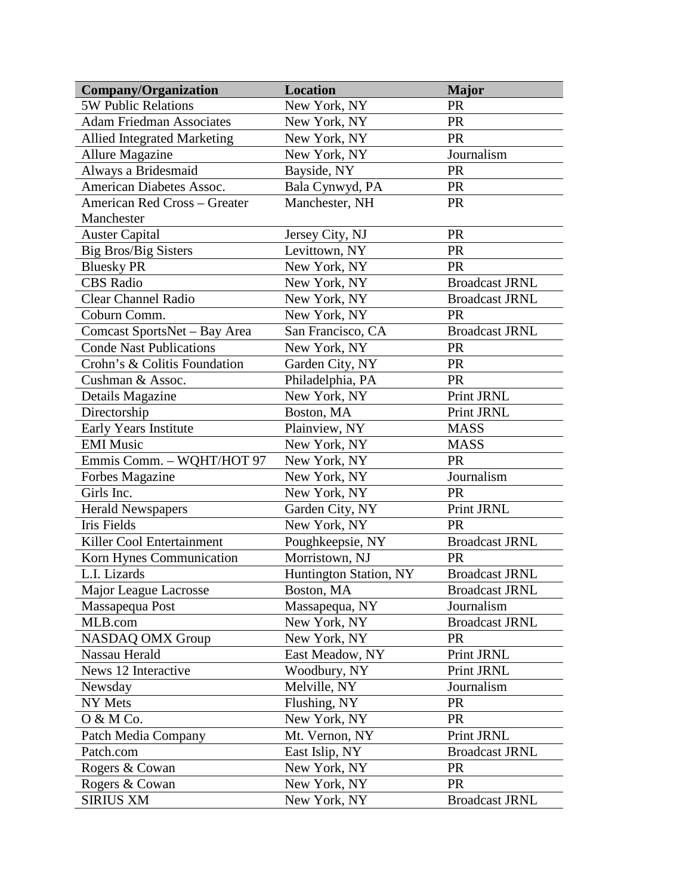| Company/Organization | Location | Major |
|---|---|---|
| 5W Public Relations | New York, NY | PR |
| Adam Friedman Associates | New York, NY | PR |
| Allied Integrated Marketing | New York, NY | PR |
| Allure Magazine | New York, NY | Journalism |
| Always a Bridesmaid | Bayside, NY | PR |
| American Diabetes Assoc. | Bala Cynwyd, PA | PR |
| American Red Cross – Greater Manchester | Manchester, NH | PR |
| Auster Capital | Jersey City, NJ | PR |
| Big Bros/Big Sisters | Levittown, NY | PR |
| Bluesky PR | New York, NY | PR |
| CBS Radio | New York, NY | Broadcast JRNL |
| Clear Channel Radio | New York, NY | Broadcast JRNL |
| Coburn Comm. | New York, NY | PR |
| Comcast SportsNet – Bay Area | San Francisco, CA | Broadcast JRNL |
| Conde Nast Publications | New York, NY | PR |
| Crohn's & Colitis Foundation | Garden City, NY | PR |
| Cushman & Assoc. | Philadelphia, PA | PR |
| Details Magazine | New York, NY | Print JRNL |
| Directorship | Boston, MA | Print JRNL |
| Early Years Institute | Plainview, NY | MASS |
| EMI Music | New York, NY | MASS |
| Emmis Comm. – WQHT/HOT 97 | New York, NY | PR |
| Forbes Magazine | New York, NY | Journalism |
| Girls Inc. | New York, NY | PR |
| Herald Newspapers | Garden City, NY | Print JRNL |
| Iris Fields | New York, NY | PR |
| Killer Cool Entertainment | Poughkeepsie, NY | Broadcast JRNL |
| Korn Hynes Communication | Morristown, NJ | PR |
| L.I. Lizards | Huntington Station, NY | Broadcast JRNL |
| Major League Lacrosse | Boston, MA | Broadcast JRNL |
| Massapequa Post | Massapequa, NY | Journalism |
| MLB.com | New York, NY | Broadcast JRNL |
| NASDAQ OMX Group | New York, NY | PR |
| Nassau Herald | East Meadow, NY | Print JRNL |
| News 12 Interactive | Woodbury, NY | Print JRNL |
| Newsday | Melville, NY | Journalism |
| NY Mets | Flushing, NY | PR |
| O & M Co. | New York, NY | PR |
| Patch Media Company | Mt. Vernon, NY | Print JRNL |
| Patch.com | East Islip, NY | Broadcast JRNL |
| Rogers & Cowan | New York, NY | PR |
| Rogers & Cowan | New York, NY | PR |
| SIRIUS XM | New York, NY | Broadcast JRNL |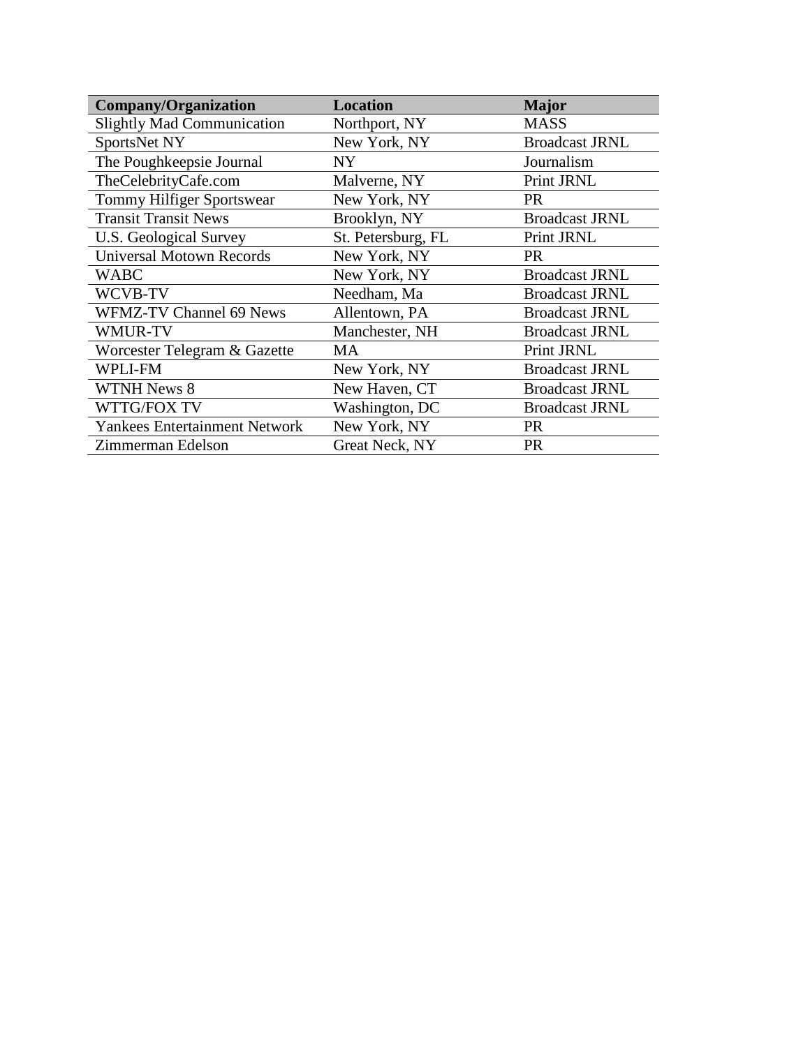| Company/Organization | Location | Major |
|---|---|---|
| Slightly Mad Communication | Northport, NY | MASS |
| SportsNet NY | New York, NY | Broadcast JRNL |
| The Poughkeepsie Journal | NY | Journalism |
| TheCelebrityCafe.com | Malverne, NY | Print JRNL |
| Tommy Hilfiger Sportswear | New York, NY | PR |
| Transit Transit News | Brooklyn, NY | Broadcast JRNL |
| U.S. Geological Survey | St. Petersburg, FL | Print JRNL |
| Universal Motown Records | New York, NY | PR |
| WABC | New York, NY | Broadcast JRNL |
| WCVB-TV | Needham, Ma | Broadcast JRNL |
| WFMZ-TV Channel 69 News | Allentown, PA | Broadcast JRNL |
| WMUR-TV | Manchester, NH | Broadcast JRNL |
| Worcester Telegram & Gazette | MA | Print JRNL |
| WPLI-FM | New York, NY | Broadcast JRNL |
| WTNH News 8 | New Haven, CT | Broadcast JRNL |
| WTTG/FOX TV | Washington, DC | Broadcast JRNL |
| Yankees Entertainment Network | New York, NY | PR |
| Zimmerman Edelson | Great Neck, NY | PR |